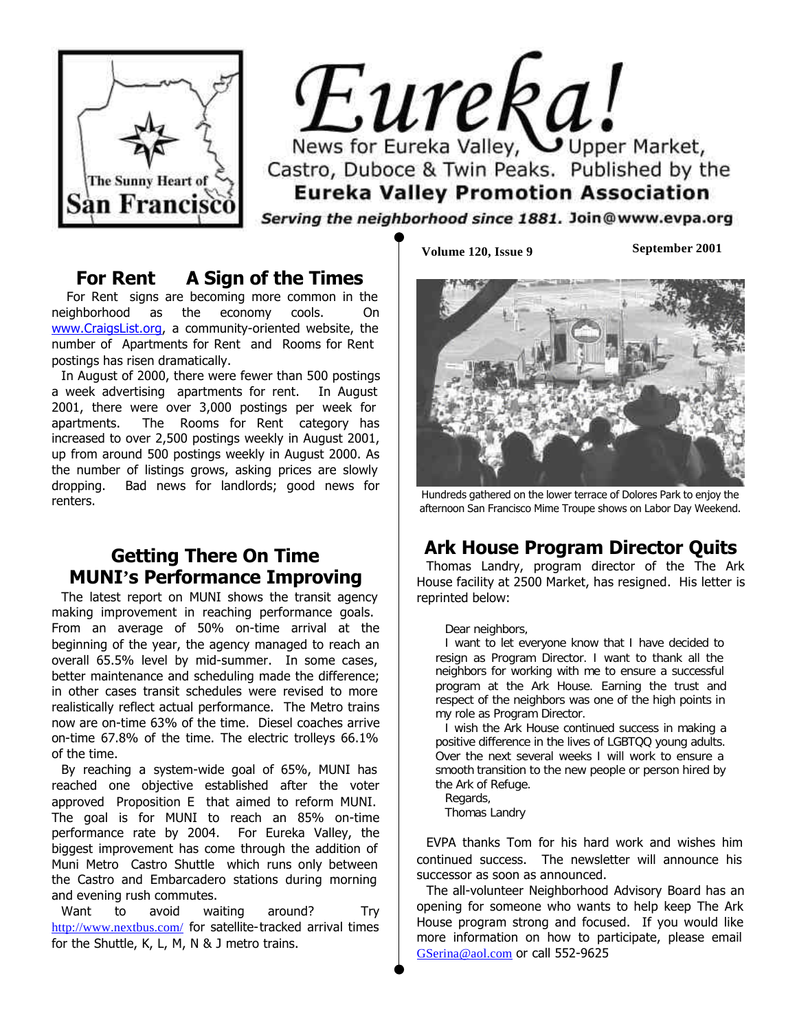# Eureka!

News for Eureka Valley, Upper Market, Castro, Duboce & Twin Peaks. Published by the **Eureka Valley Promotion Association**

***Serving the neighborhood since 1881.*** **Join@www.evpa.org**

The Sunny Heart of San Francisco

**Volume 120, Issue 9** **September 2001**

## For Rent A Sign of the Times

For Rent signs are becoming more common in the neighborhood as the economy cools. On www.CraigsList.org, a community-oriented website, the number of Apartments for Rent and Rooms for Rent postings has risen dramatically.

In August of 2000, there were fewer than 500 postings a week advertising apartments for rent. In August 2001, there were over 3,000 postings per week for apartments. The Rooms for Rent category has increased to over 2,500 postings weekly in August 2001, up from around 500 postings weekly in August 2000. As the number of listings grows, asking prices are slowly dropping. Bad news for landlords; good news for renters.

## Getting There On Time MUNI's Performance Improving

The latest report on MUNI shows the transit agency making improvement in reaching performance goals. From an average of 50% on-time arrival at the beginning of the year, the agency managed to reach an overall 65.5% level by mid-summer. In some cases, better maintenance and scheduling made the difference; in other cases transit schedules were revised to more realistically reflect actual performance. The Metro trains now are on-time 63% of the time. Diesel coaches arrive on-time 67.8% of the time. The electric trolleys 66.1% of the time.

By reaching a system-wide goal of 65%, MUNI has reached one objective established after the voter approved Proposition E that aimed to reform MUNI. The goal is for MUNI to reach an 85% on-time performance rate by 2004. For Eureka Valley, the biggest improvement has come through the addition of Muni Metro Castro Shuttle which runs only between the Castro and Embarcadero stations during morning and evening rush commutes.

Want to avoid waiting around? Try http://www.nextbus.com/ for satellite-tracked arrival times for the Shuttle, K, L, M, N & J metro trains.

Hundreds gathered on the lower terrace of Dolores Park to enjoy the afternoon San Francisco Mime Troupe shows on Labor Day Weekend.

## Ark House Program Director Quits

Thomas Landry, program director of the The Ark House facility at 2500 Market, has resigned. His letter is reprinted below:

> Dear neighbors,
>
> I want to let everyone know that I have decided to resign as Program Director. I want to thank all the neighbors for working with me to ensure a successful program at the Ark House. Earning the trust and respect of the neighbors was one of the high points in my role as Program Director.
>
> I wish the Ark House continued success in making a positive difference in the lives of LGBTQQ young adults. Over the next several weeks I will work to ensure a smooth transition to the new people or person hired by the Ark of Refuge.
>
> Regards,
>
> Thomas Landry

EVPA thanks Tom for his hard work and wishes him continued success. The newsletter will announce his successor as soon as announced.

The all-volunteer Neighborhood Advisory Board has an opening for someone who wants to help keep The Ark House program strong and focused. If you would like more information on how to participate, please email GSerina@aol.com or call 552-9625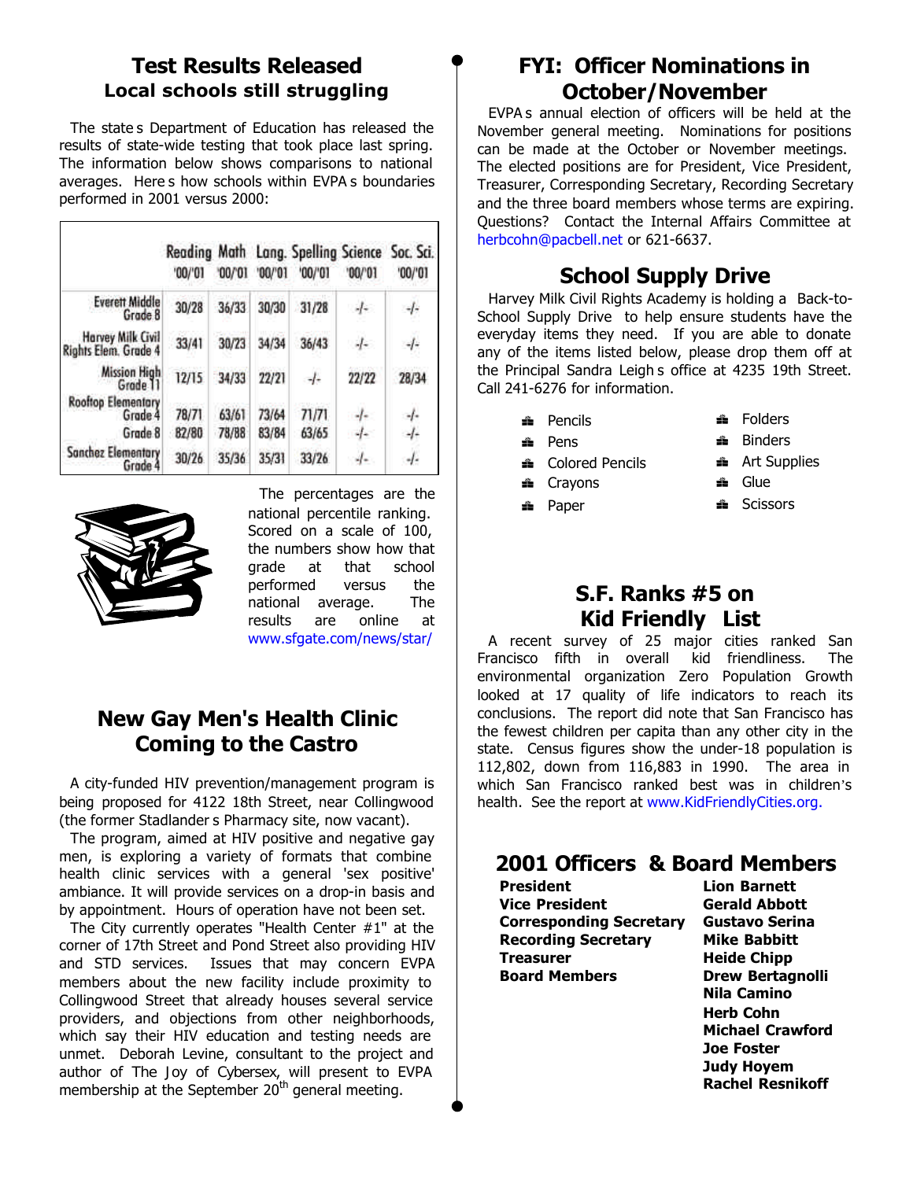## Test Results Released

### Local schools still struggling

The state s Department of Education has released the results of state-wide testing that took place last spring. The information below shows comparisons to national averages. Here s how schools within EVPA s boundaries performed in 2001 versus 2000:

| | Reading '00/'01 | Math '00/'01 | Lang. '00/'01 | Spelling '00/'01 | Science '00/'01 | Soc. Sci. '00/'01 |
|---|---|---|---|---|---|---|
| Everett Middle Grade 8 | 30/28 | 36/33 | 30/30 | 31/28 | -/- | -/- |
| Harvey Milk Civil Rights Elem. Grade 4 | 33/41 | 30/23 | 34/34 | 36/43 | -/- | -/- |
| Mission High Grade 11 | 12/15 | 34/33 | 22/21 | -/- | 22/22 | 28/34 |
| Rooftop Elementary Grade 4 | 78/71 | 63/61 | 73/64 | 71/71 | -/- | -/- |
| Grade 8 | 82/80 | 78/88 | 83/84 | 63/65 | -/- | -/- |
| Sanchez Elementary Grade 4 | 30/26 | 35/36 | 35/31 | 33/26 | -/- | -/- |

The percentages are the national percentile ranking. Scored on a scale of 100, the numbers show how that grade at that school performed versus the national average. The results are online at www.sfgate.com/news/star/

## New Gay Men's Health Clinic Coming to the Castro

A city-funded HIV prevention/management program is being proposed for 4122 18th Street, near Collingwood (the former Stadlander s Pharmacy site, now vacant).

The program, aimed at HIV positive and negative gay men, is exploring a variety of formats that combine health clinic services with a general 'sex positive' ambiance. It will provide services on a drop-in basis and by appointment. Hours of operation have not been set.

The City currently operates "Health Center #1" at the corner of 17th Street and Pond Street also providing HIV and STD services. Issues that may concern EVPA members about the new facility include proximity to Collingwood Street that already houses several service providers, and objections from other neighborhoods, which say their HIV education and testing needs are unmet. Deborah Levine, consultant to the project and author of The Joy of Cybersex, will present to EVPA membership at the September 20th general meeting.

## FYI: Officer Nominations in October/November

EVPA s annual election of officers will be held at the November general meeting. Nominations for positions can be made at the October or November meetings. The elected positions are for President, Vice President, Treasurer, Corresponding Secretary, Recording Secretary and the three board members whose terms are expiring. Questions? Contact the Internal Affairs Committee at herbcohn@pacbell.net or 621-6637.

## School Supply Drive

Harvey Milk Civil Rights Academy is holding a Back-to-School Supply Drive to help ensure students have the everyday items they need. If you are able to donate any of the items listed below, please drop them off at the Principal Sandra Leigh s office at 4235 19th Street. Call 241-6276 for information.

- Pencils
- Pens
- Colored Pencils
- Crayons
- Paper
- Folders
- Binders
- Art Supplies
- Glue
- Scissors

## S.F. Ranks #5 on Kid Friendly List

A recent survey of 25 major cities ranked San Francisco fifth in overall kid friendliness. The environmental organization Zero Population Growth looked at 17 quality of life indicators to reach its conclusions. The report did note that San Francisco has the fewest children per capita than any other city in the state. Census figures show the under-18 population is 112,802, down from 116,883 in 1990. The area in which San Francisco ranked best was in children's health. See the report at www.KidFriendlyCities.org.

## 2001 Officers & Board Members

| | |
|---|---|
| **President** | **Lion Barnett** |
| **Vice President** | **Gerald Abbott** |
| **Corresponding Secretary** | **Gustavo Serina** |
| **Recording Secretary** | **Mike Babbitt** |
| **Treasurer** | **Heide Chipp** |
| **Board Members** | **Drew Bertagnolli** |
| | **Nila Camino** |
| | **Herb Cohn** |
| | **Michael Crawford** |
| | **Joe Foster** |
| | **Judy Hoyem** |
| | **Rachel Resnikoff** |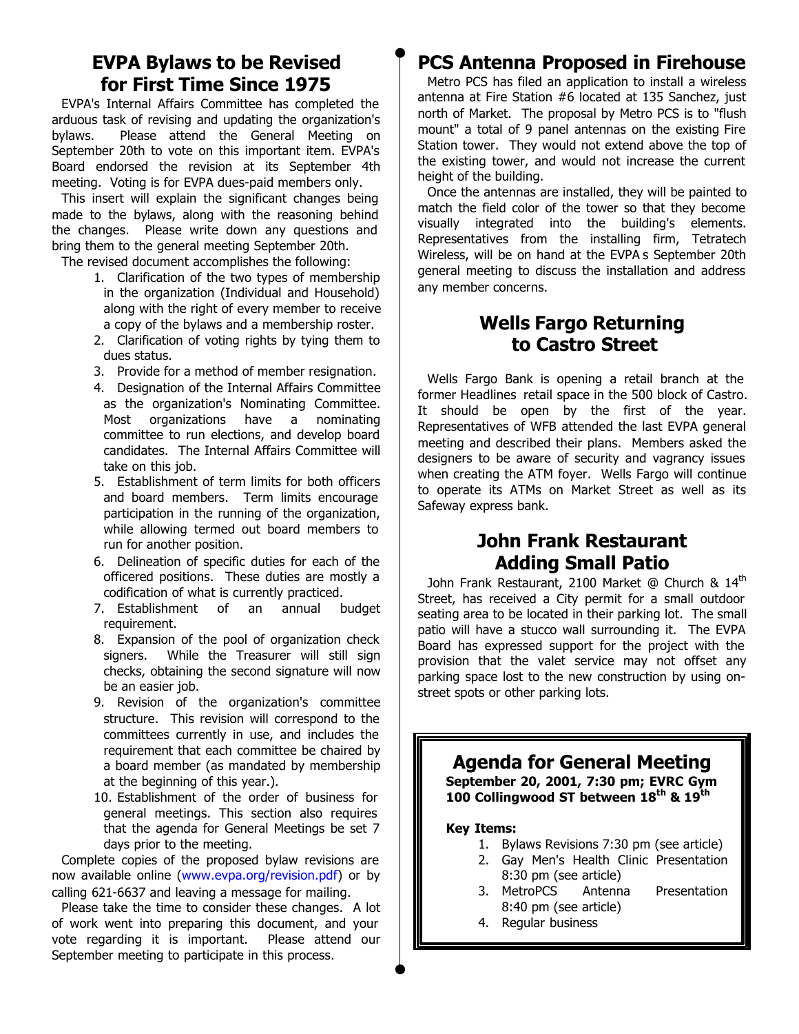## EVPA Bylaws to be Revised for First Time Since 1975

EVPA's Internal Affairs Committee has completed the arduous task of revising and updating the organization's bylaws. Please attend the General Meeting on September 20th to vote on this important item. EVPA's Board endorsed the revision at its September 4th meeting. Voting is for EVPA dues-paid members only.

This insert will explain the significant changes being made to the bylaws, along with the reasoning behind the changes. Please write down any questions and bring them to the general meeting September 20th.

The revised document accomplishes the following:

1. Clarification of the two types of membership in the organization (Individual and Household) along with the right of every member to receive a copy of the bylaws and a membership roster.
2. Clarification of voting rights by tying them to dues status.
3. Provide for a method of member resignation.
4. Designation of the Internal Affairs Committee as the organization's Nominating Committee. Most organizations have a nominating committee to run elections, and develop board candidates. The Internal Affairs Committee will take on this job.
5. Establishment of term limits for both officers and board members. Term limits encourage participation in the running of the organization, while allowing termed out board members to run for another position.
6. Delineation of specific duties for each of the officered positions. These duties are mostly a codification of what is currently practiced.
7. Establishment of an annual budget requirement.
8. Expansion of the pool of organization check signers. While the Treasurer will still sign checks, obtaining the second signature will now be an easier job.
9. Revision of the organization's committee structure. This revision will correspond to the committees currently in use, and includes the requirement that each committee be chaired by a board member (as mandated by membership at the beginning of this year.).
10. Establishment of the order of business for general meetings. This section also requires that the agenda for General Meetings be set 7 days prior to the meeting.

Complete copies of the proposed bylaw revisions are now available online (www.evpa.org/revision.pdf) or by calling 621-6637 and leaving a message for mailing.

Please take the time to consider these changes. A lot of work went into preparing this document, and your vote regarding it is important. Please attend our September meeting to participate in this process.

## PCS Antenna Proposed in Firehouse

Metro PCS has filed an application to install a wireless antenna at Fire Station #6 located at 135 Sanchez, just north of Market. The proposal by Metro PCS is to "flush mount" a total of 9 panel antennas on the existing Fire Station tower. They would not extend above the top of the existing tower, and would not increase the current height of the building.

Once the antennas are installed, they will be painted to match the field color of the tower so that they become visually integrated into the building's elements. Representatives from the installing firm, Tetratech Wireless, will be on hand at the EVPA s September 20th general meeting to discuss the installation and address any member concerns.

## Wells Fargo Returning to Castro Street

Wells Fargo Bank is opening a retail branch at the former Headlines retail space in the 500 block of Castro. It should be open by the first of the year. Representatives of WFB attended the last EVPA general meeting and described their plans. Members asked the designers to be aware of security and vagrancy issues when creating the ATM foyer. Wells Fargo will continue to operate its ATMs on Market Street as well as its Safeway express bank.

## John Frank Restaurant Adding Small Patio

John Frank Restaurant, 2100 Market @ Church & 14th Street, has received a City permit for a small outdoor seating area to be located in their parking lot. The small patio will have a stucco wall surrounding it. The EVPA Board has expressed support for the project with the provision that the valet service may not offset any parking space lost to the new construction by using on-street spots or other parking lots.

## Agenda for General Meeting

**September 20, 2001, 7:30 pm; EVRC Gym**
**100 Collingwood ST between 18th & 19th**

**Key Items:**

1. Bylaws Revisions 7:30 pm (see article)
2. Gay Men's Health Clinic Presentation 8:30 pm (see article)
3. MetroPCS Antenna Presentation 8:40 pm (see article)
4. Regular business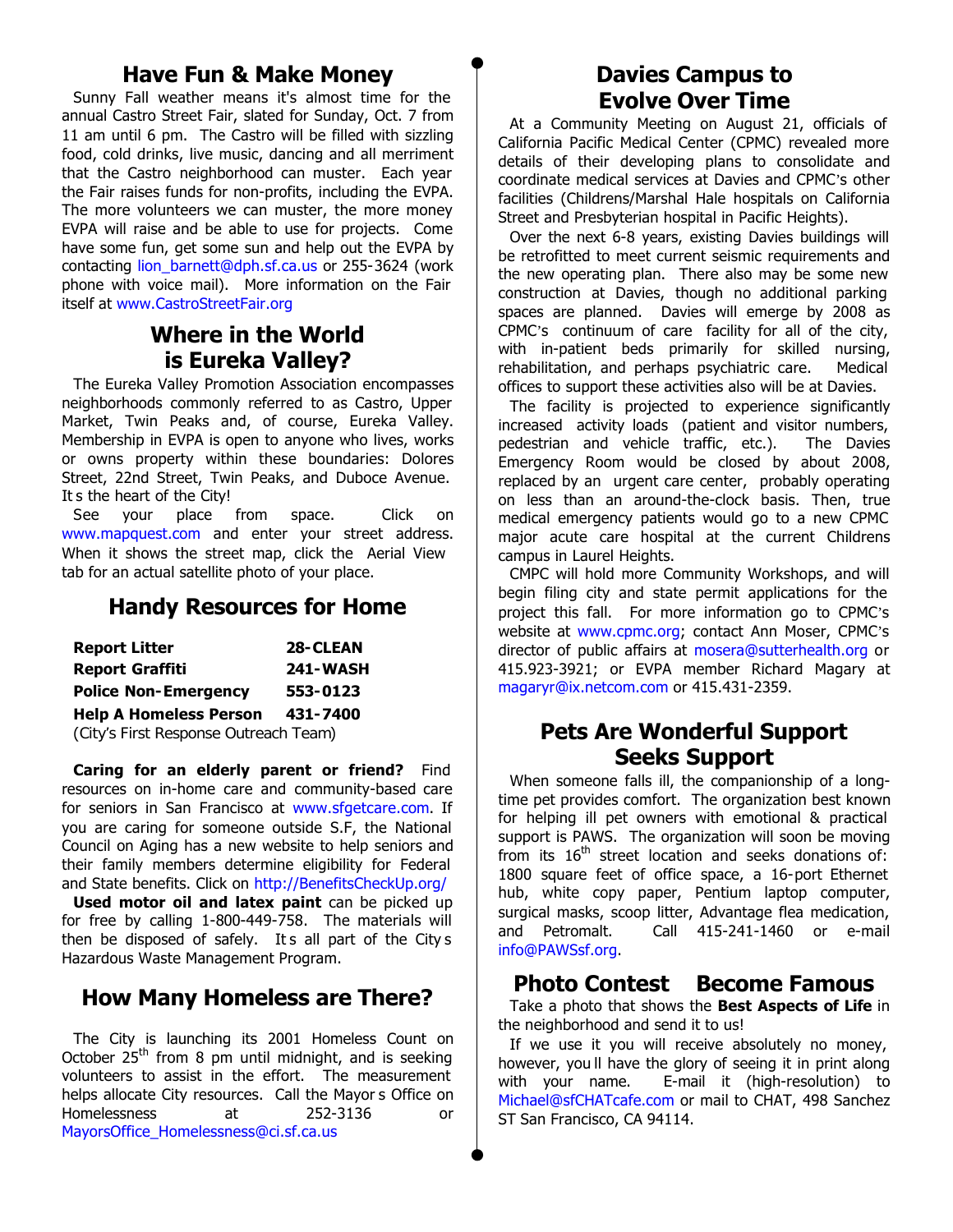## Have Fun & Make Money

Sunny Fall weather means it's almost time for the annual Castro Street Fair, slated for Sunday, Oct. 7 from 11 am until 6 pm. The Castro will be filled with sizzling food, cold drinks, live music, dancing and all merriment that the Castro neighborhood can muster. Each year the Fair raises funds for non-profits, including the EVPA. The more volunteers we can muster, the more money EVPA will raise and be able to use for projects. Come have some fun, get some sun and help out the EVPA by contacting lion_barnett@dph.sf.ca.us or 255-3624 (work phone with voice mail). More information on the Fair itself at www.CastroStreetFair.org

## Where in the World is Eureka Valley?

The Eureka Valley Promotion Association encompasses neighborhoods commonly referred to as Castro, Upper Market, Twin Peaks and, of course, Eureka Valley. Membership in EVPA is open to anyone who lives, works or owns property within these boundaries: Dolores Street, 22nd Street, Twin Peaks, and Duboce Avenue. It s the heart of the City!

See your place from space. Click on www.mapquest.com and enter your street address. When it shows the street map, click the Aerial View tab for an actual satellite photo of your place.

## Handy Resources for Home

| | |
|---|---|
| **Report Litter** | **28-CLEAN** |
| **Report Graffiti** | **241-WASH** |
| **Police Non-Emergency** | **553-0123** |
| **Help A Homeless Person** | **431-7400** |

(City's First Response Outreach Team)

**Caring for an elderly parent or friend?** Find resources on in-home care and community-based care for seniors in San Francisco at www.sfgetcare.com. If you are caring for someone outside S.F, the National Council on Aging has a new website to help seniors and their family members determine eligibility for Federal and State benefits. Click on http://BenefitsCheckUp.org/

**Used motor oil and latex paint** can be picked up for free by calling 1-800-449-758. The materials will then be disposed of safely. It s all part of the City s Hazardous Waste Management Program.

## How Many Homeless are There?

The City is launching its 2001 Homeless Count on October 25th from 8 pm until midnight, and is seeking volunteers to assist in the effort. The measurement helps allocate City resources. Call the Mayor s Office on Homelessness at 252-3136 or MayorsOffice_Homelessness@ci.sf.ca.us

## Davies Campus to Evolve Over Time

At a Community Meeting on August 21, officials of California Pacific Medical Center (CPMC) revealed more details of their developing plans to consolidate and coordinate medical services at Davies and CPMC's other facilities (Childrens/Marshal Hale hospitals on California Street and Presbyterian hospital in Pacific Heights).

Over the next 6-8 years, existing Davies buildings will be retrofitted to meet current seismic requirements and the new operating plan. There also may be some new construction at Davies, though no additional parking spaces are planned. Davies will emerge by 2008 as CPMC's continuum of care facility for all of the city, with in-patient beds primarily for skilled nursing, rehabilitation, and perhaps psychiatric care. Medical offices to support these activities also will be at Davies.

The facility is projected to experience significantly increased activity loads (patient and visitor numbers, pedestrian and vehicle traffic, etc.). The Davies Emergency Room would be closed by about 2008, replaced by an urgent care center, probably operating on less than an around-the-clock basis. Then, true medical emergency patients would go to a new CPMC major acute care hospital at the current Childrens campus in Laurel Heights.

CMPC will hold more Community Workshops, and will begin filing city and state permit applications for the project this fall. For more information go to CPMC's website at www.cpmc.org; contact Ann Moser, CPMC's director of public affairs at mosera@sutterhealth.org or 415.923-3921; or EVPA member Richard Magary at magaryr@ix.netcom.com or 415.431-2359.

## Pets Are Wonderful Support Seeks Support

When someone falls ill, the companionship of a long-time pet provides comfort. The organization best known for helping ill pet owners with emotional & practical support is PAWS. The organization will soon be moving from its 16th street location and seeks donations of: 1800 square feet of office space, a 16-port Ethernet hub, white copy paper, Pentium laptop computer, surgical masks, scoop litter, Advantage flea medication, and Petromalt. Call 415-241-1460 or e-mail info@PAWSsf.org.

## Photo Contest Become Famous

Take a photo that shows the **Best Aspects of Life** in the neighborhood and send it to us!

If we use it you will receive absolutely no money, however, you ll have the glory of seeing it in print along with your name. E-mail it (high-resolution) to Michael@sfCHATcafe.com or mail to CHAT, 498 Sanchez ST San Francisco, CA 94114.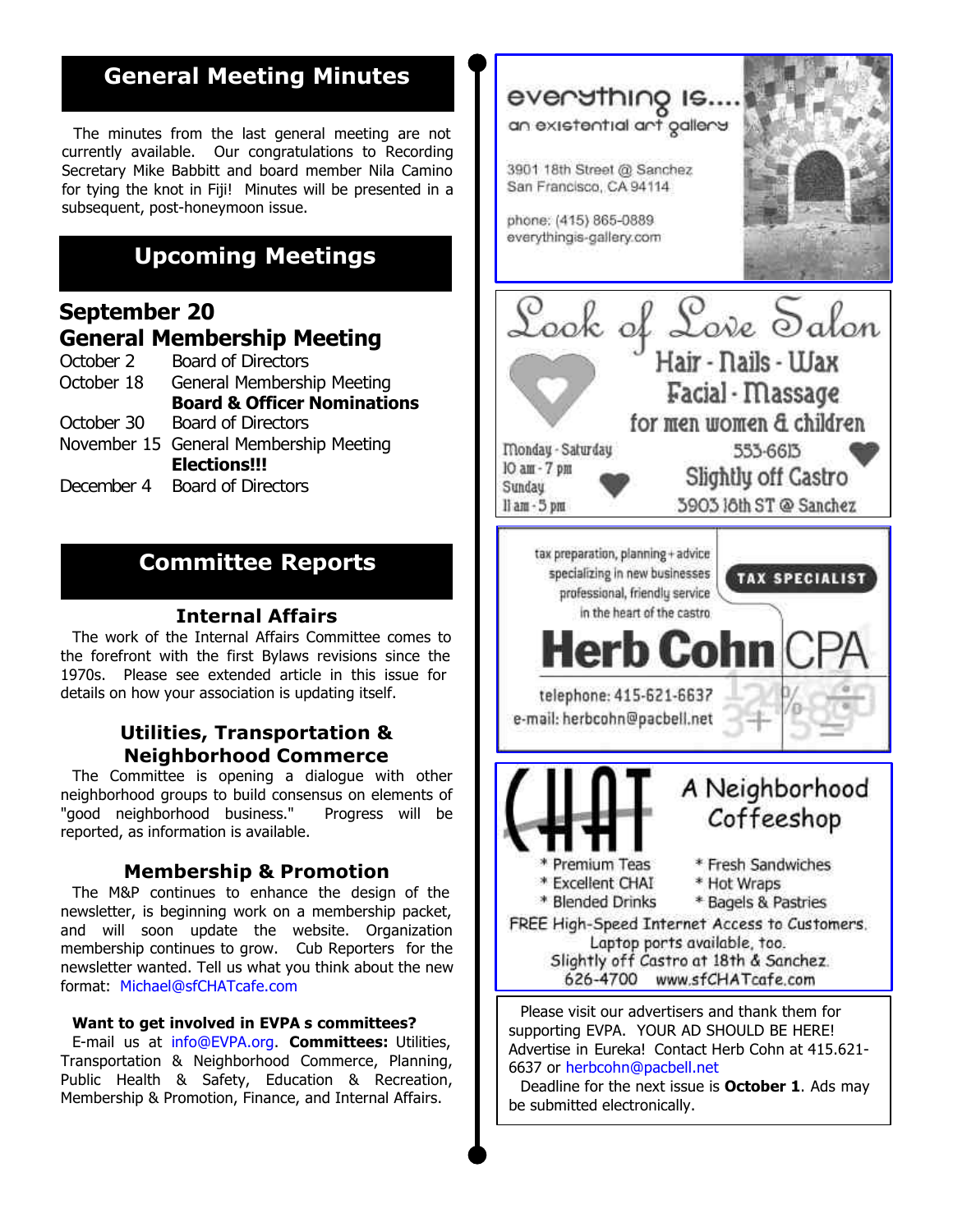## General Meeting Minutes

The minutes from the last general meeting are not currently available. Our congratulations to Recording Secretary Mike Babbitt and board member Nila Camino for tying the knot in Fiji! Minutes will be presented in a subsequent, post-honeymoon issue.

## Upcoming Meetings

**September 20**
**General Membership Meeting**

| | |
|---|---|
| October 2 | Board of Directors |
| October 18 | General Membership Meeting **Board & Officer Nominations** |
| October 30 | Board of Directors |
| November 15 | General Membership Meeting **Elections!!!** |
| December 4 | Board of Directors |

## Committee Reports

### Internal Affairs

The work of the Internal Affairs Committee comes to the forefront with the first Bylaws revisions since the 1970s. Please see extended article in this issue for details on how your association is updating itself.

### Utilities, Transportation & Neighborhood Commerce

The Committee is opening a dialogue with other neighborhood groups to build consensus on elements of "good neighborhood business." Progress will be reported, as information is available.

### Membership & Promotion

The M&P continues to enhance the design of the newsletter, is beginning work on a membership packet, and will soon update the website. Organization membership continues to grow. Cub Reporters for the newsletter wanted. Tell us what you think about the new format: Michael@sfCHATcafe.com

**Want to get involved in EVPA s committees?**
E-mail us at info@EVPA.org. **Committees:** Utilities, Transportation & Neighborhood Commerce, Planning, Public Health & Safety, Education & Recreation, Membership & Promotion, Finance, and Internal Affairs.

---

everything is....
an existential art gallery

3901 18th Street @ Sanchez
San Francisco, CA 94114

phone: (415) 865-0889
everythingis-gallery.com

---

Look of Love Salon
Hair - Nails - Wax
Facial - Massage
for men women & children

Monday - Saturday
10 am - 7 pm
Sunday
11 am - 5 pm

553-6613
Slightly off Castro
3903 18th ST @ Sanchez

---

tax preparation, planning + advice
specializing in new businesses
professional, friendly service
in the heart of the castro

TAX SPECIALIST

Herb Cohn CPA

telephone: 415-621-6637
e-mail: herbcohn@pacbell.net

---

CHAT
A Neighborhood Coffeeshop

* Premium Teas
* Excellent CHAI
* Blended Drinks
* Fresh Sandwiches
* Hot Wraps
* Bagels & Pastries

FREE High-Speed Internet Access to Customers.
Laptop ports available, too.
Slightly off Castro at 18th & Sanchez.
626-4700 www.sfCHATcafe.com

---

Please visit our advertisers and thank them for supporting EVPA. YOUR AD SHOULD BE HERE! Advertise in Eureka! Contact Herb Cohn at 415.621-6637 or herbcohn@pacbell.net

Deadline for the next issue is **October 1**. Ads may be submitted electronically.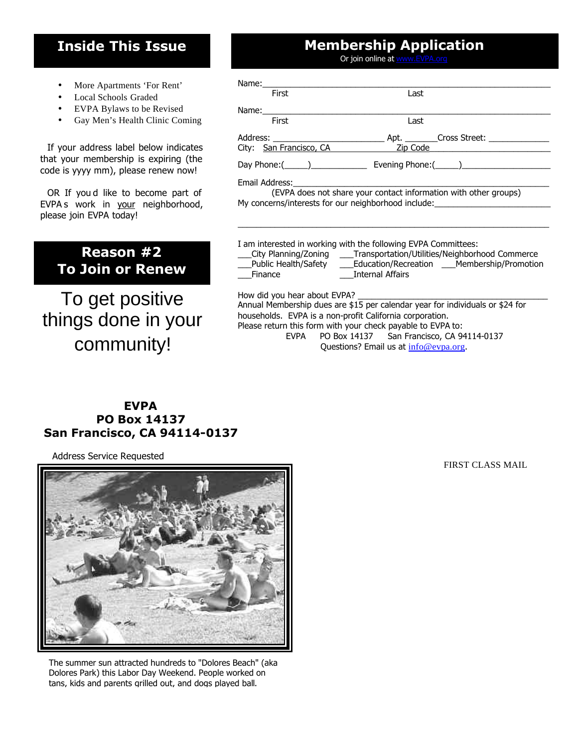## Inside This Issue

- More Apartments 'For Rent'
- Local Schools Graded
- EVPA Bylaws to be Revised
- Gay Men's Health Clinic Coming

If your address label below indicates that your membership is expiring (the code is yyyy mm), please renew now!

OR If you d like to become part of EVPA s work in your neighborhood, please join EVPA today!

## Reason #2 To Join or Renew

To get positive things done in your community!

## Membership Application

Or join online at www.EVPA.org

Name:________________________________________________
First Last

Name:________________________________________________
First Last

Address: ______________________ Apt. _______Cross Street: _____________
City: San Francisco, CA Zip Code_______________________

Day Phone:(_____)____________ Evening Phone:(_____)__________________

Email Address:____________________________________________
(EVPA does not share your contact information with other groups)
My concerns/interests for our neighborhood include:_______________________

_____________________________________________________________

I am interested in working with the following EVPA Committees:
___City Planning/Zoning ___Transportation/Utilities/Neighborhood Commerce
___Public Health/Safety ___Education/Recreation ___Membership/Promotion
___Finance ___Internal Affairs

How did you hear about EVPA? ______________________________________
Annual Membership dues are $15 per calendar year for individuals or $24 for households. EVPA is a non-profit California corporation.
Please return this form with your check payable to EVPA to:
EVPA PO Box 14137 San Francisco, CA 94114-0137
Questions? Email us at info@evpa.org.

**EVPA**
**PO Box 14137**
**San Francisco, CA 94114-0137**

Address Service Requested

FIRST CLASS MAIL

The summer sun attracted hundreds to "Dolores Beach" (aka Dolores Park) this Labor Day Weekend. People worked on tans, kids and parents grilled out, and dogs played ball.